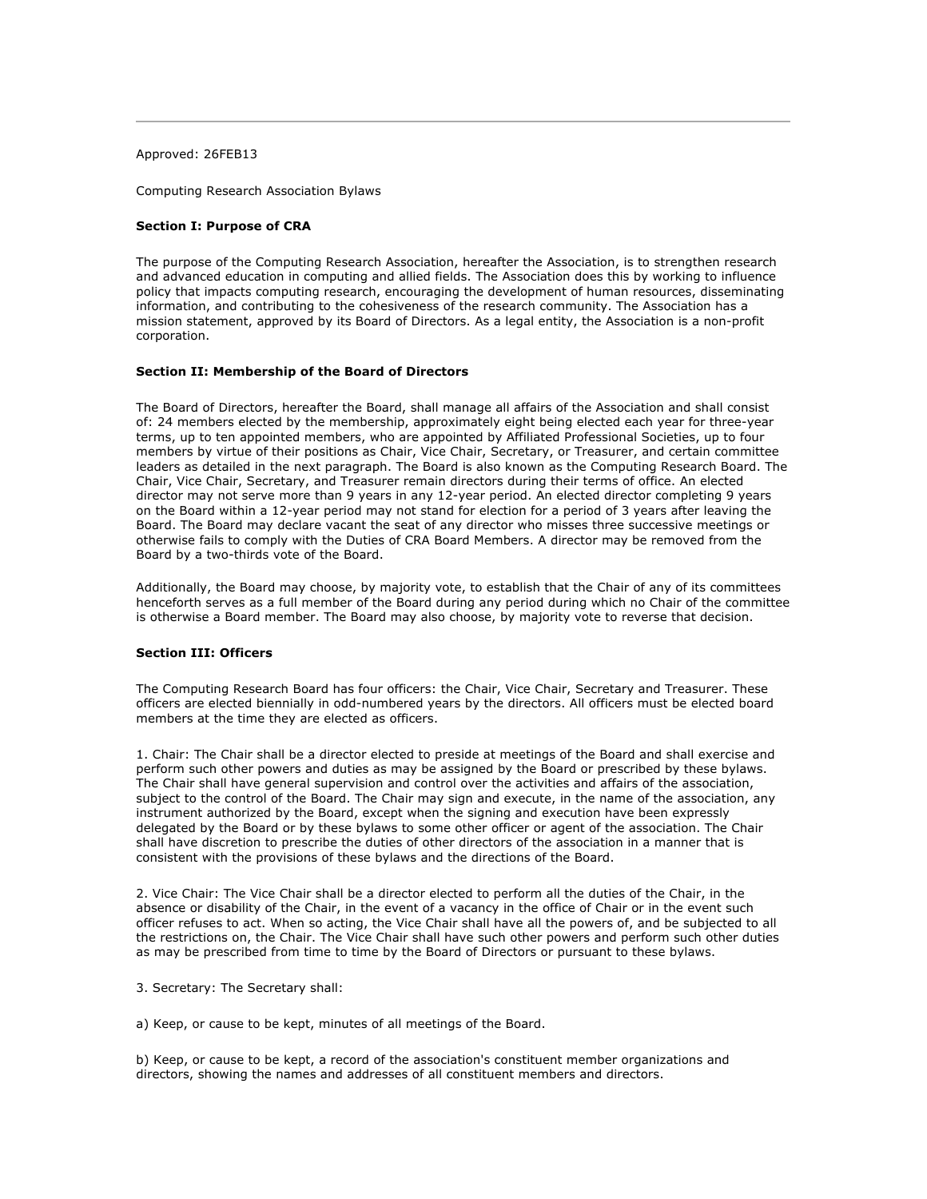---

Approved: 26FEB13

Computing Research Association Bylaws

**Section I: Purpose of CRA**

The purpose of the Computing Research Association, hereafter the Association, is to strengthen research and advanced education in computing and allied fields. The Association does this by working to influence policy that impacts computing research, encouraging the development of human resources, disseminating information, and contributing to the cohesiveness of the research community. The Association has a mission statement, approved by its Board of Directors. As a legal entity, the Association is a non-profit corporation.

**Section II: Membership of the Board of Directors**

The Board of Directors, hereafter the Board, shall manage all affairs of the Association and shall consist of: 24 members elected by the membership, approximately eight being elected each year for three-year terms, up to ten appointed members, who are appointed by Affiliated Professional Societies, up to four members by virtue of their positions as Chair, Vice Chair, Secretary, or Treasurer, and certain committee leaders as detailed in the next paragraph. The Board is also known as the Computing Research Board. The Chair, Vice Chair, Secretary, and Treasurer remain directors during their terms of office. An elected director may not serve more than 9 years in any 12-year period. An elected director completing 9 years on the Board within a 12-year period may not stand for election for a period of 3 years after leaving the Board. The Board may declare vacant the seat of any director who misses three successive meetings or otherwise fails to comply with the Duties of CRA Board Members. A director may be removed from the Board by a two-thirds vote of the Board.

Additionally, the Board may choose, by majority vote, to establish that the Chair of any of its committees henceforth serves as a full member of the Board during any period during which no Chair of the committee is otherwise a Board member. The Board may also choose, by majority vote to reverse that decision.

**Section III: Officers**

The Computing Research Board has four officers: the Chair, Vice Chair, Secretary and Treasurer. These officers are elected biennially in odd-numbered years by the directors. All officers must be elected board members at the time they are elected as officers.

1. Chair: The Chair shall be a director elected to preside at meetings of the Board and shall exercise and perform such other powers and duties as may be assigned by the Board or prescribed by these bylaws. The Chair shall have general supervision and control over the activities and affairs of the association, subject to the control of the Board. The Chair may sign and execute, in the name of the association, any instrument authorized by the Board, except when the signing and execution have been expressly delegated by the Board or by these bylaws to some other officer or agent of the association. The Chair shall have discretion to prescribe the duties of other directors of the association in a manner that is consistent with the provisions of these bylaws and the directions of the Board.

2. Vice Chair: The Vice Chair shall be a director elected to perform all the duties of the Chair, in the absence or disability of the Chair, in the event of a vacancy in the office of Chair or in the event such officer refuses to act. When so acting, the Vice Chair shall have all the powers of, and be subjected to all the restrictions on, the Chair. The Vice Chair shall have such other powers and perform such other duties as may be prescribed from time to time by the Board of Directors or pursuant to these bylaws.

3. Secretary: The Secretary shall:

a) Keep, or cause to be kept, minutes of all meetings of the Board.

b) Keep, or cause to be kept, a record of the association's constituent member organizations and directors, showing the names and addresses of all constituent members and directors.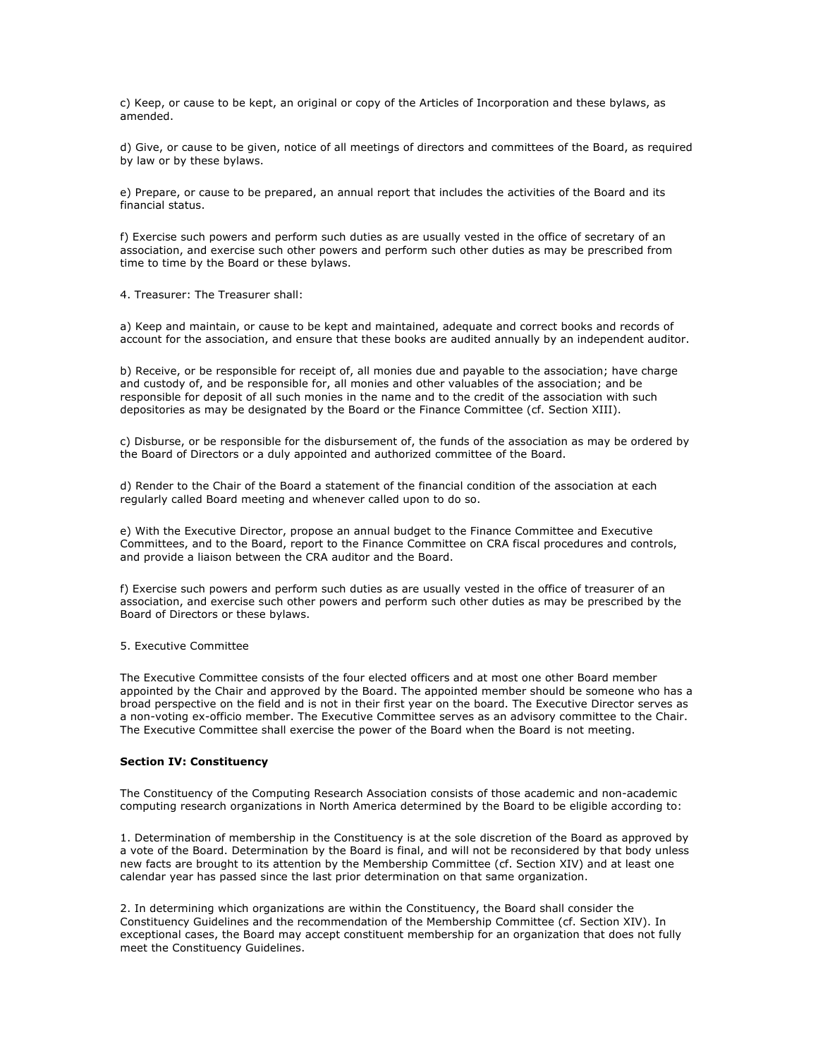c) Keep, or cause to be kept, an original or copy of the Articles of Incorporation and these bylaws, as amended.

d) Give, or cause to be given, notice of all meetings of directors and committees of the Board, as required by law or by these bylaws.

e) Prepare, or cause to be prepared, an annual report that includes the activities of the Board and its financial status.

f) Exercise such powers and perform such duties as are usually vested in the office of secretary of an association, and exercise such other powers and perform such other duties as may be prescribed from time to time by the Board or these bylaws.

4. Treasurer: The Treasurer shall:

a) Keep and maintain, or cause to be kept and maintained, adequate and correct books and records of account for the association, and ensure that these books are audited annually by an independent auditor.

b) Receive, or be responsible for receipt of, all monies due and payable to the association; have charge and custody of, and be responsible for, all monies and other valuables of the association; and be responsible for deposit of all such monies in the name and to the credit of the association with such depositories as may be designated by the Board or the Finance Committee (cf. Section XIII).

c) Disburse, or be responsible for the disbursement of, the funds of the association as may be ordered by the Board of Directors or a duly appointed and authorized committee of the Board.

d) Render to the Chair of the Board a statement of the financial condition of the association at each regularly called Board meeting and whenever called upon to do so.

e) With the Executive Director, propose an annual budget to the Finance Committee and Executive Committees, and to the Board, report to the Finance Committee on CRA fiscal procedures and controls, and provide a liaison between the CRA auditor and the Board.

f) Exercise such powers and perform such duties as are usually vested in the office of treasurer of an association, and exercise such other powers and perform such other duties as may be prescribed by the Board of Directors or these bylaws.

5. Executive Committee

The Executive Committee consists of the four elected officers and at most one other Board member appointed by the Chair and approved by the Board. The appointed member should be someone who has a broad perspective on the field and is not in their first year on the board. The Executive Director serves as a non-voting ex-officio member. The Executive Committee serves as an advisory committee to the Chair. The Executive Committee shall exercise the power of the Board when the Board is not meeting.

**Section IV: Constituency**

The Constituency of the Computing Research Association consists of those academic and non-academic computing research organizations in North America determined by the Board to be eligible according to:

1. Determination of membership in the Constituency is at the sole discretion of the Board as approved by a vote of the Board. Determination by the Board is final, and will not be reconsidered by that body unless new facts are brought to its attention by the Membership Committee (cf. Section XIV) and at least one calendar year has passed since the last prior determination on that same organization.

2. In determining which organizations are within the Constituency, the Board shall consider the Constituency Guidelines and the recommendation of the Membership Committee (cf. Section XIV). In exceptional cases, the Board may accept constituent membership for an organization that does not fully meet the Constituency Guidelines.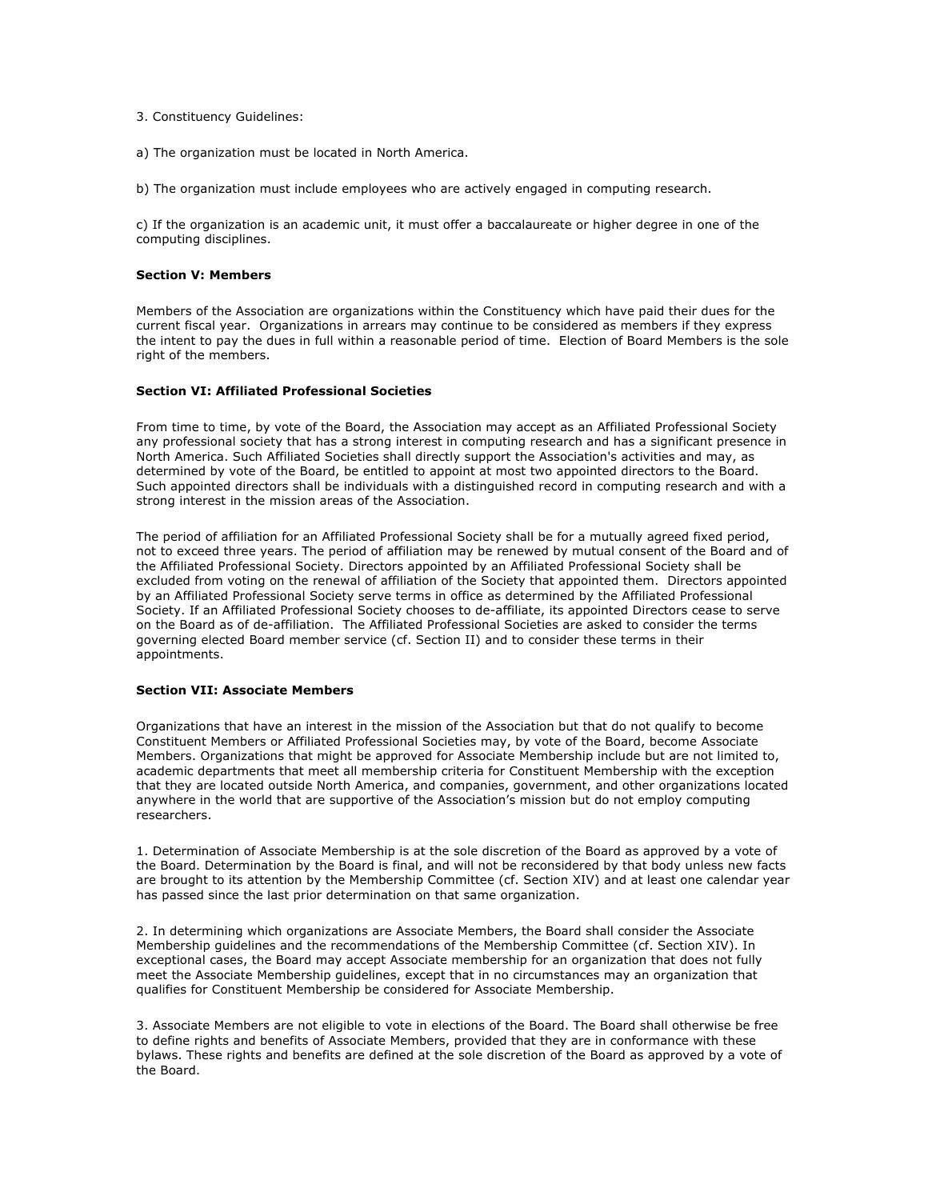3. Constituency Guidelines:

a) The organization must be located in North America.

b) The organization must include employees who are actively engaged in computing research.

c) If the organization is an academic unit, it must offer a baccalaureate or higher degree in one of the computing disciplines.

**Section V: Members**

Members of the Association are organizations within the Constituency which have paid their dues for the current fiscal year. Organizations in arrears may continue to be considered as members if they express the intent to pay the dues in full within a reasonable period of time. Election of Board Members is the sole right of the members.

**Section VI: Affiliated Professional Societies**

From time to time, by vote of the Board, the Association may accept as an Affiliated Professional Society any professional society that has a strong interest in computing research and has a significant presence in North America. Such Affiliated Societies shall directly support the Association's activities and may, as determined by vote of the Board, be entitled to appoint at most two appointed directors to the Board. Such appointed directors shall be individuals with a distinguished record in computing research and with a strong interest in the mission areas of the Association.

The period of affiliation for an Affiliated Professional Society shall be for a mutually agreed fixed period, not to exceed three years. The period of affiliation may be renewed by mutual consent of the Board and of the Affiliated Professional Society. Directors appointed by an Affiliated Professional Society shall be excluded from voting on the renewal of affiliation of the Society that appointed them. Directors appointed by an Affiliated Professional Society serve terms in office as determined by the Affiliated Professional Society. If an Affiliated Professional Society chooses to de-affiliate, its appointed Directors cease to serve on the Board as of de-affiliation. The Affiliated Professional Societies are asked to consider the terms governing elected Board member service (cf. Section II) and to consider these terms in their appointments.

**Section VII: Associate Members**

Organizations that have an interest in the mission of the Association but that do not qualify to become Constituent Members or Affiliated Professional Societies may, by vote of the Board, become Associate Members. Organizations that might be approved for Associate Membership include but are not limited to, academic departments that meet all membership criteria for Constituent Membership with the exception that they are located outside North America, and companies, government, and other organizations located anywhere in the world that are supportive of the Association's mission but do not employ computing researchers.

1. Determination of Associate Membership is at the sole discretion of the Board as approved by a vote of the Board. Determination by the Board is final, and will not be reconsidered by that body unless new facts are brought to its attention by the Membership Committee (cf. Section XIV) and at least one calendar year has passed since the last prior determination on that same organization.

2. In determining which organizations are Associate Members, the Board shall consider the Associate Membership guidelines and the recommendations of the Membership Committee (cf. Section XIV). In exceptional cases, the Board may accept Associate membership for an organization that does not fully meet the Associate Membership guidelines, except that in no circumstances may an organization that qualifies for Constituent Membership be considered for Associate Membership.

3. Associate Members are not eligible to vote in elections of the Board. The Board shall otherwise be free to define rights and benefits of Associate Members, provided that they are in conformance with these bylaws. These rights and benefits are defined at the sole discretion of the Board as approved by a vote of the Board.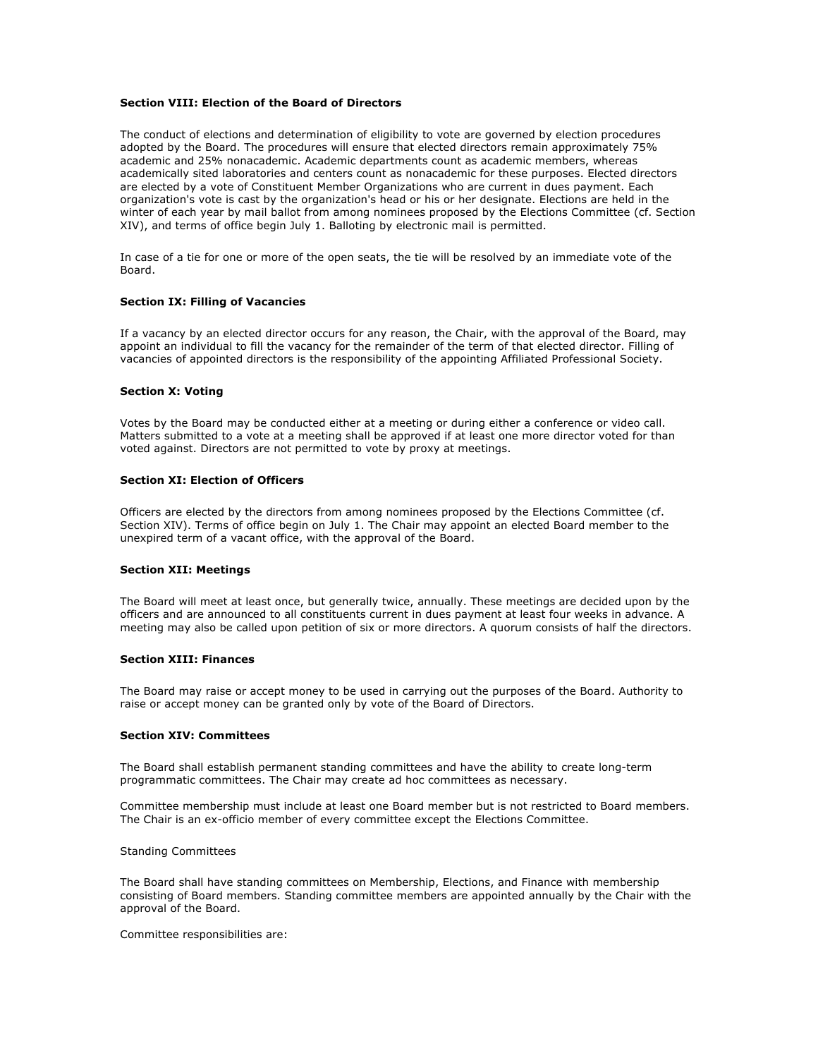**Section VIII: Election of the Board of Directors**

The conduct of elections and determination of eligibility to vote are governed by election procedures adopted by the Board. The procedures will ensure that elected directors remain approximately 75% academic and 25% nonacademic. Academic departments count as academic members, whereas academically sited laboratories and centers count as nonacademic for these purposes. Elected directors are elected by a vote of Constituent Member Organizations who are current in dues payment. Each organization's vote is cast by the organization's head or his or her designate. Elections are held in the winter of each year by mail ballot from among nominees proposed by the Elections Committee (cf. Section XIV), and terms of office begin July 1. Balloting by electronic mail is permitted.

In case of a tie for one or more of the open seats, the tie will be resolved by an immediate vote of the Board.

**Section IX: Filling of Vacancies**

If a vacancy by an elected director occurs for any reason, the Chair, with the approval of the Board, may appoint an individual to fill the vacancy for the remainder of the term of that elected director. Filling of vacancies of appointed directors is the responsibility of the appointing Affiliated Professional Society.

**Section X: Voting**

Votes by the Board may be conducted either at a meeting or during either a conference or video call. Matters submitted to a vote at a meeting shall be approved if at least one more director voted for than voted against. Directors are not permitted to vote by proxy at meetings.

**Section XI: Election of Officers**

Officers are elected by the directors from among nominees proposed by the Elections Committee (cf. Section XIV). Terms of office begin on July 1. The Chair may appoint an elected Board member to the unexpired term of a vacant office, with the approval of the Board.

**Section XII: Meetings**

The Board will meet at least once, but generally twice, annually. These meetings are decided upon by the officers and are announced to all constituents current in dues payment at least four weeks in advance. A meeting may also be called upon petition of six or more directors. A quorum consists of half the directors.

**Section XIII: Finances**

The Board may raise or accept money to be used in carrying out the purposes of the Board. Authority to raise or accept money can be granted only by vote of the Board of Directors.

**Section XIV: Committees**

The Board shall establish permanent standing committees and have the ability to create long-term programmatic committees. The Chair may create ad hoc committees as necessary.

Committee membership must include at least one Board member but is not restricted to Board members. The Chair is an ex-officio member of every committee except the Elections Committee.

Standing Committees

The Board shall have standing committees on Membership, Elections, and Finance with membership consisting of Board members. Standing committee members are appointed annually by the Chair with the approval of the Board.

Committee responsibilities are: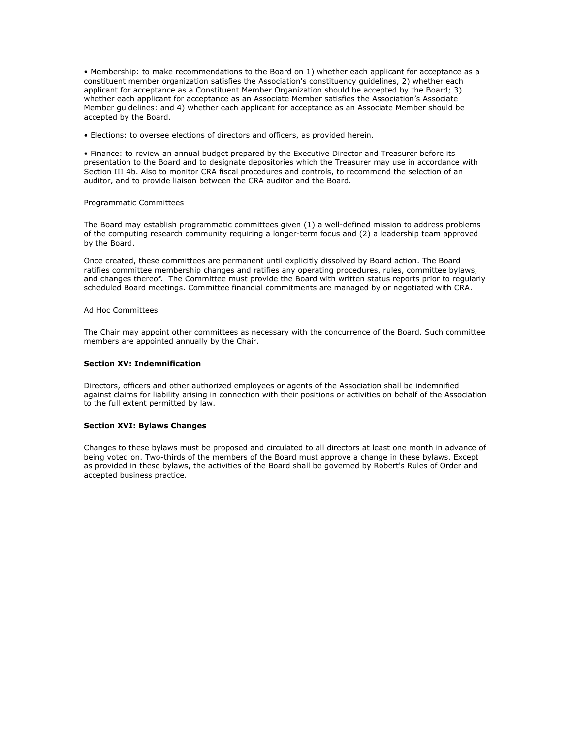• Membership: to make recommendations to the Board on 1) whether each applicant for acceptance as a constituent member organization satisfies the Association's constituency guidelines, 2) whether each applicant for acceptance as a Constituent Member Organization should be accepted by the Board; 3) whether each applicant for acceptance as an Associate Member satisfies the Association's Associate Member guidelines: and 4) whether each applicant for acceptance as an Associate Member should be accepted by the Board.

• Elections: to oversee elections of directors and officers, as provided herein.

• Finance: to review an annual budget prepared by the Executive Director and Treasurer before its presentation to the Board and to designate depositories which the Treasurer may use in accordance with Section III 4b. Also to monitor CRA fiscal procedures and controls, to recommend the selection of an auditor, and to provide liaison between the CRA auditor and the Board.

Programmatic Committees

The Board may establish programmatic committees given (1) a well-defined mission to address problems of the computing research community requiring a longer-term focus and (2) a leadership team approved by the Board.

Once created, these committees are permanent until explicitly dissolved by Board action. The Board ratifies committee membership changes and ratifies any operating procedures, rules, committee bylaws, and changes thereof. The Committee must provide the Board with written status reports prior to regularly scheduled Board meetings. Committee financial commitments are managed by or negotiated with CRA.

Ad Hoc Committees

The Chair may appoint other committees as necessary with the concurrence of the Board. Such committee members are appointed annually by the Chair.

**Section XV: Indemnification**

Directors, officers and other authorized employees or agents of the Association shall be indemnified against claims for liability arising in connection with their positions or activities on behalf of the Association to the full extent permitted by law.

**Section XVI: Bylaws Changes**

Changes to these bylaws must be proposed and circulated to all directors at least one month in advance of being voted on. Two-thirds of the members of the Board must approve a change in these bylaws. Except as provided in these bylaws, the activities of the Board shall be governed by Robert's Rules of Order and accepted business practice.